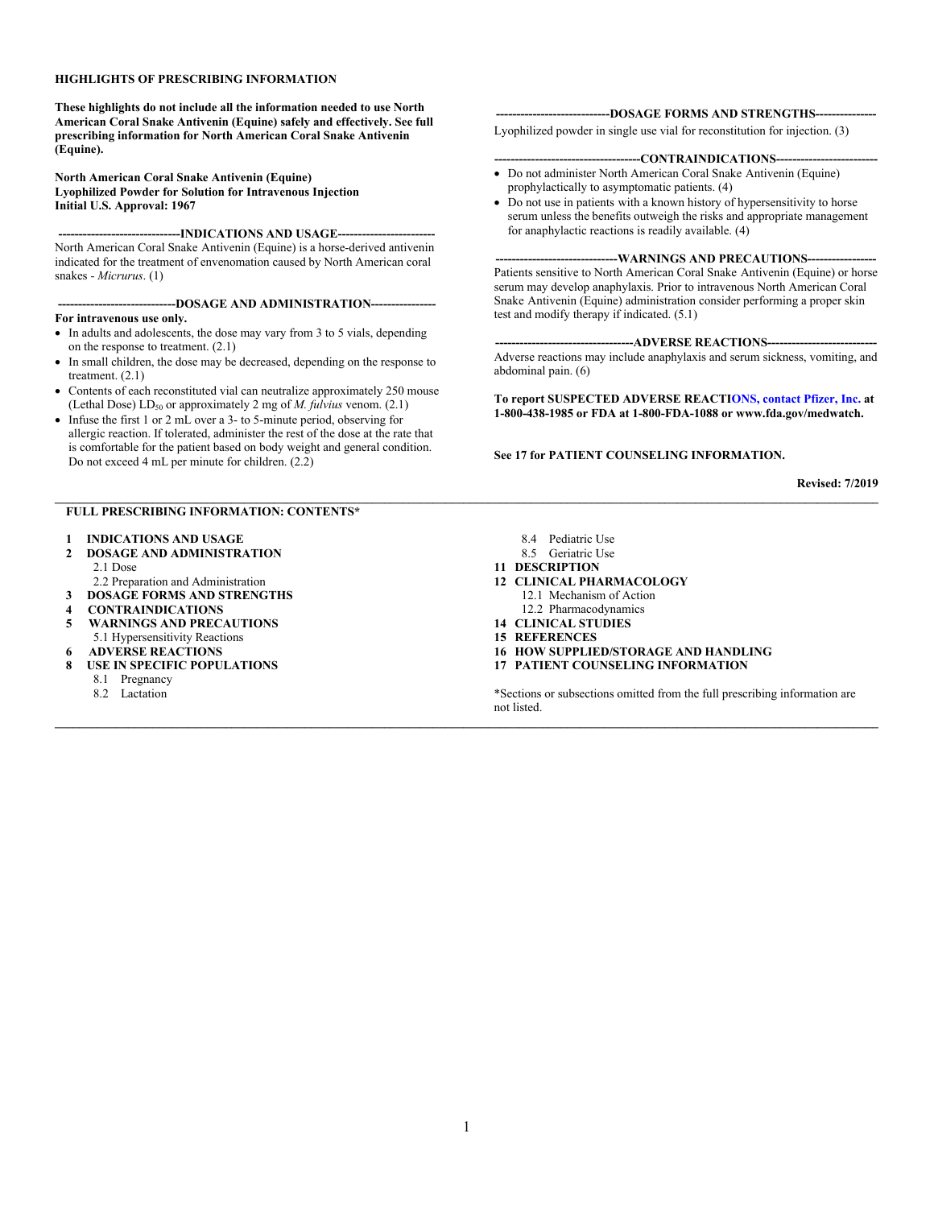**HIGHLIGHTS OF PRESCRIBING INFORMATION**

**These highlights do not include all the information needed to use North American Coral Snake Antivenin (Equine) safely and effectively. See full prescribing information for North American Coral Snake Antivenin (Equine).**

**North American Coral Snake Antivenin (Equine)**
**Lyophilized Powder for Solution for Intravenous Injection**
**Initial U.S. Approval: 1967**

**---INDICATIONS AND USAGE---**

North American Coral Snake Antivenin (Equine) is a horse-derived antivenin indicated for the treatment of envenomation caused by North American coral snakes - *Micrurus*. (1)

**---DOSAGE AND ADMINISTRATION---**

**For intravenous use only.**

- In adults and adolescents, the dose may vary from 3 to 5 vials, depending on the response to treatment. (2.1)
- In small children, the dose may be decreased, depending on the response to treatment. (2.1)
- Contents of each reconstituted vial can neutralize approximately 250 mouse (Lethal Dose) $LD_{50}$ or approximately 2 mg of *M. fulvius* venom. (2.1)
- Infuse the first 1 or 2 mL over a 3- to 5-minute period, observing for allergic reaction. If tolerated, administer the rest of the dose at the rate that is comfortable for the patient based on body weight and general condition. Do not exceed 4 mL per minute for children. (2.2)

**---DOSAGE FORMS AND STRENGTHS---**

Lyophilized powder in single use vial for reconstitution for injection. (3)

**---CONTRAINDICATIONS---**

- Do not administer North American Coral Snake Antivenin (Equine) prophylactically to asymptomatic patients. (4)
- Do not use in patients with a known history of hypersensitivity to horse serum unless the benefits outweigh the risks and appropriate management for anaphylactic reactions is readily available. (4)

**---WARNINGS AND PRECAUTIONS---**

Patients sensitive to North American Coral Snake Antivenin (Equine) or horse serum may develop anaphylaxis. Prior to intravenous North American Coral Snake Antivenin (Equine) administration consider performing a proper skin test and modify therapy if indicated. (5.1)

**---ADVERSE REACTIONS---**

Adverse reactions may include anaphylaxis and serum sickness, vomiting, and abdominal pain. (6)

**To report SUSPECTED ADVERSE REACTIONS, contact Pfizer, Inc. at 1-800-438-1985 or FDA at 1-800-FDA-1088 or www.fda.gov/medwatch.**

**See 17 for PATIENT COUNSELING INFORMATION.**

**Revised: 7/2019**

---

**FULL PRESCRIBING INFORMATION: CONTENTS***

**1 INDICATIONS AND USAGE**
**2 DOSAGE AND ADMINISTRATION**
- 2.1 Dose
- 2.2 Preparation and Administration

**3 DOSAGE FORMS AND STRENGTHS**
**4 CONTRAINDICATIONS**
**5 WARNINGS AND PRECAUTIONS**
- 5.1 Hypersensitivity Reactions

**6 ADVERSE REACTIONS**
**8 USE IN SPECIFIC POPULATIONS**
- 8.1 Pregnancy
- 8.2 Lactation
- 8.4 Pediatric Use
- 8.5 Geriatric Use

**11 DESCRIPTION**
**12 CLINICAL PHARMACOLOGY**
- 12.1 Mechanism of Action
- 12.2 Pharmacodynamics

**14 CLINICAL STUDIES**
**15 REFERENCES**
**16 HOW SUPPLIED/STORAGE AND HANDLING**
**17 PATIENT COUNSELING INFORMATION**

*Sections or subsections omitted from the full prescribing information are not listed.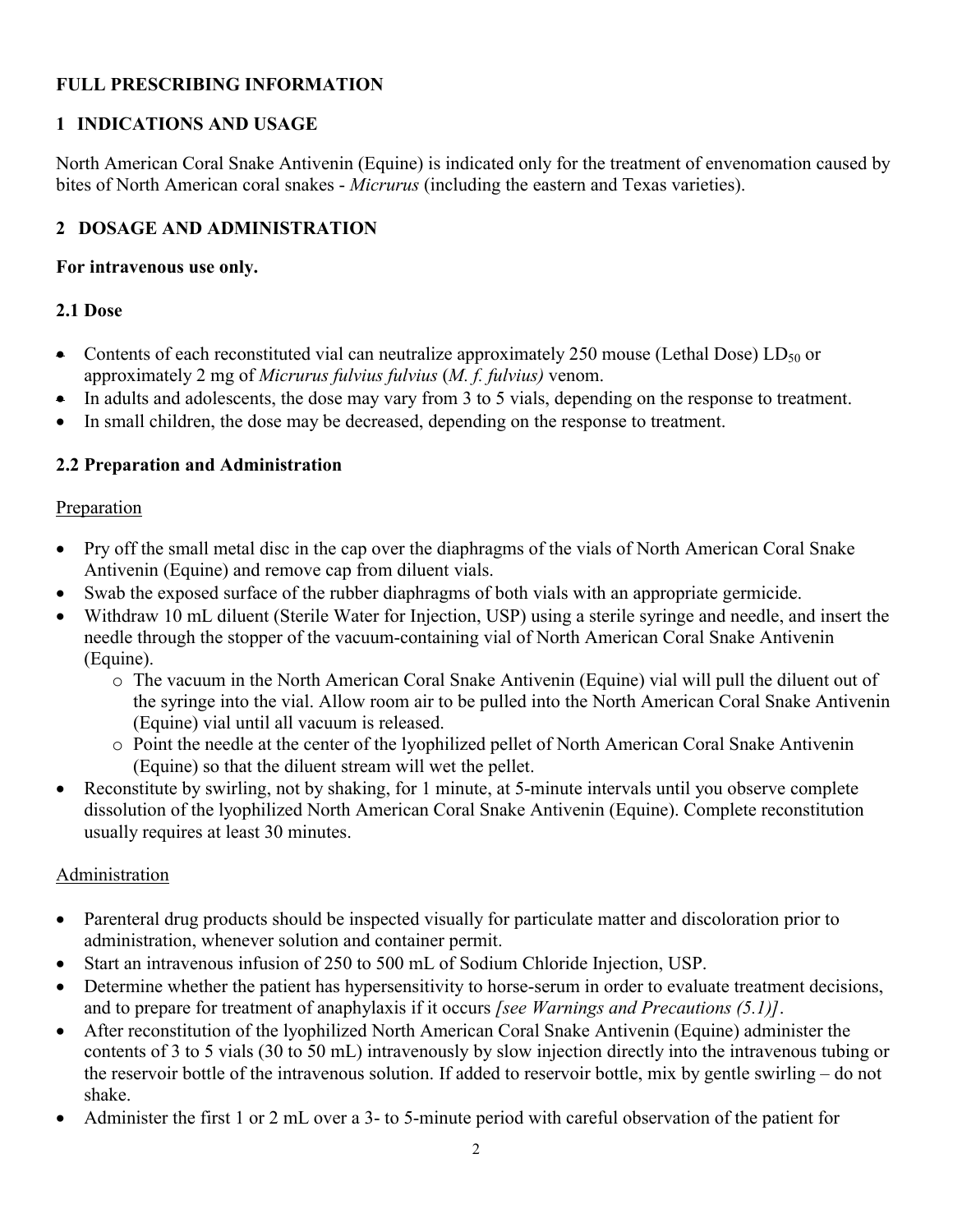# FULL PRESCRIBING INFORMATION

## 1 INDICATIONS AND USAGE

North American Coral Snake Antivenin (Equine) is indicated only for the treatment of envenomation caused by bites of North American coral snakes - *Micrurus* (including the eastern and Texas varieties).

## 2 DOSAGE AND ADMINISTRATION

**For intravenous use only.**

### 2.1 Dose

- Contents of each reconstituted vial can neutralize approximately 250 mouse (Lethal Dose) $LD_{50}$ or approximately 2 mg of *Micrurus fulvius fulvius* (*M. f. fulvius)* venom.
- In adults and adolescents, the dose may vary from 3 to 5 vials, depending on the response to treatment.
- In small children, the dose may be decreased, depending on the response to treatment.

### 2.2 Preparation and Administration

Preparation

- Pry off the small metal disc in the cap over the diaphragms of the vials of North American Coral Snake Antivenin (Equine) and remove cap from diluent vials.
- Swab the exposed surface of the rubber diaphragms of both vials with an appropriate germicide.
- Withdraw 10 mL diluent (Sterile Water for Injection, USP) using a sterile syringe and needle, and insert the needle through the stopper of the vacuum-containing vial of North American Coral Snake Antivenin (Equine).
  - The vacuum in the North American Coral Snake Antivenin (Equine) vial will pull the diluent out of the syringe into the vial. Allow room air to be pulled into the North American Coral Snake Antivenin (Equine) vial until all vacuum is released.
  - Point the needle at the center of the lyophilized pellet of North American Coral Snake Antivenin (Equine) so that the diluent stream will wet the pellet.
- Reconstitute by swirling, not by shaking, for 1 minute, at 5-minute intervals until you observe complete dissolution of the lyophilized North American Coral Snake Antivenin (Equine). Complete reconstitution usually requires at least 30 minutes.

Administration

- Parenteral drug products should be inspected visually for particulate matter and discoloration prior to administration, whenever solution and container permit.
- Start an intravenous infusion of 250 to 500 mL of Sodium Chloride Injection, USP.
- Determine whether the patient has hypersensitivity to horse-serum in order to evaluate treatment decisions, and to prepare for treatment of anaphylaxis if it occurs *[see Warnings and Precautions (5.1)]*.
- After reconstitution of the lyophilized North American Coral Snake Antivenin (Equine) administer the contents of 3 to 5 vials (30 to 50 mL) intravenously by slow injection directly into the intravenous tubing or the reservoir bottle of the intravenous solution. If added to reservoir bottle, mix by gentle swirling – do not shake.
- Administer the first 1 or 2 mL over a 3- to 5-minute period with careful observation of the patient for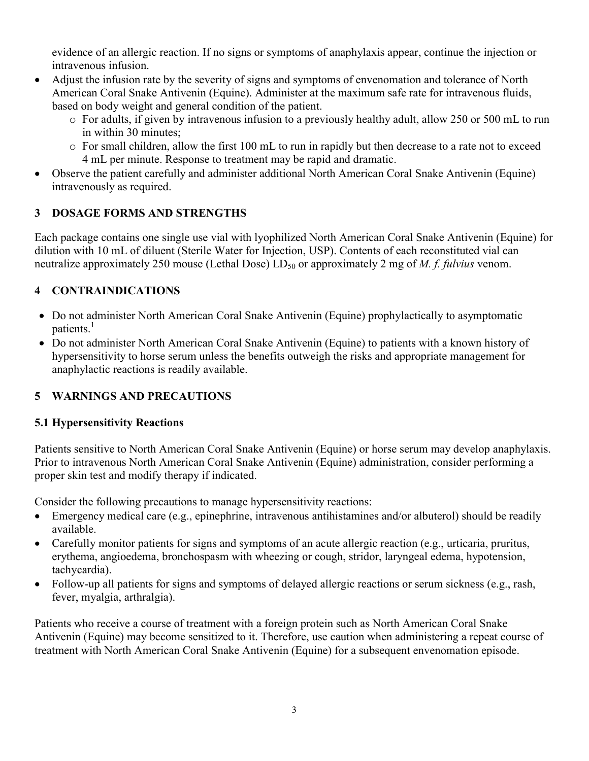evidence of an allergic reaction. If no signs or symptoms of anaphylaxis appear, continue the injection or intravenous infusion.

- Adjust the infusion rate by the severity of signs and symptoms of envenomation and tolerance of North American Coral Snake Antivenin (Equine). Administer at the maximum safe rate for intravenous fluids, based on body weight and general condition of the patient.
  - For adults, if given by intravenous infusion to a previously healthy adult, allow 250 or 500 mL to run in within 30 minutes;
  - For small children, allow the first 100 mL to run in rapidly but then decrease to a rate not to exceed 4 mL per minute. Response to treatment may be rapid and dramatic.
- Observe the patient carefully and administer additional North American Coral Snake Antivenin (Equine) intravenously as required.

## 3 DOSAGE FORMS AND STRENGTHS

Each package contains one single use vial with lyophilized North American Coral Snake Antivenin (Equine) for dilution with 10 mL of diluent (Sterile Water for Injection, USP). Contents of each reconstituted vial can neutralize approximately 250 mouse (Lethal Dose) $LD_{50}$ or approximately 2 mg of *M. f. fulvius* venom.

## 4 CONTRAINDICATIONS

- Do not administer North American Coral Snake Antivenin (Equine) prophylactically to asymptomatic patients.[1]
- Do not administer North American Coral Snake Antivenin (Equine) to patients with a known history of hypersensitivity to horse serum unless the benefits outweigh the risks and appropriate management for anaphylactic reactions is readily available.

## 5 WARNINGS AND PRECAUTIONS

### 5.1 Hypersensitivity Reactions

Patients sensitive to North American Coral Snake Antivenin (Equine) or horse serum may develop anaphylaxis. Prior to intravenous North American Coral Snake Antivenin (Equine) administration, consider performing a proper skin test and modify therapy if indicated.

Consider the following precautions to manage hypersensitivity reactions:

- Emergency medical care (e.g., epinephrine, intravenous antihistamines and/or albuterol) should be readily available.
- Carefully monitor patients for signs and symptoms of an acute allergic reaction (e.g., urticaria, pruritus, erythema, angioedema, bronchospasm with wheezing or cough, stridor, laryngeal edema, hypotension, tachycardia).
- Follow-up all patients for signs and symptoms of delayed allergic reactions or serum sickness (e.g., rash, fever, myalgia, arthralgia).

Patients who receive a course of treatment with a foreign protein such as North American Coral Snake Antivenin (Equine) may become sensitized to it. Therefore, use caution when administering a repeat course of treatment with North American Coral Snake Antivenin (Equine) for a subsequent envenomation episode.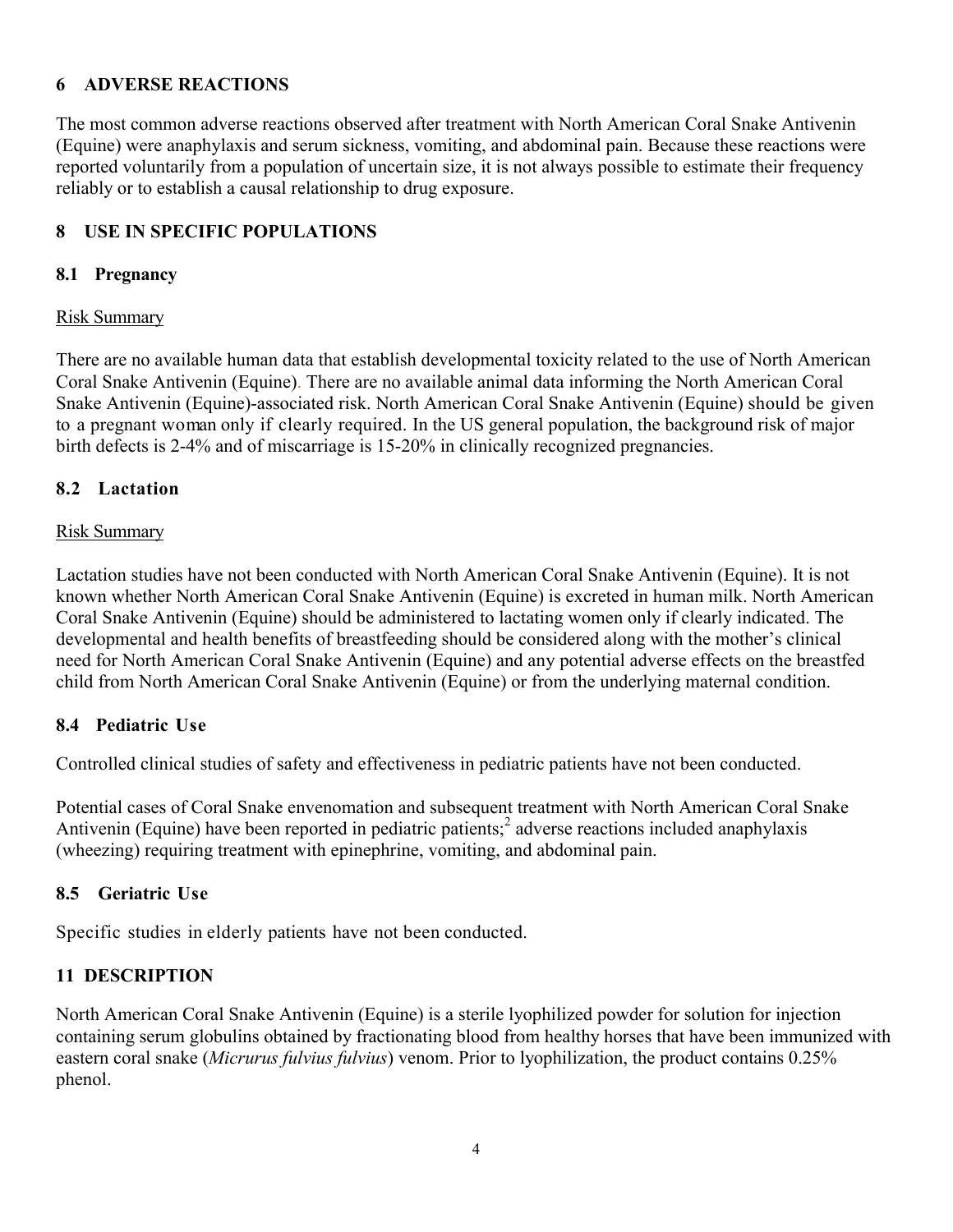## 6 ADVERSE REACTIONS

The most common adverse reactions observed after treatment with North American Coral Snake Antivenin (Equine) were anaphylaxis and serum sickness, vomiting, and abdominal pain. Because these reactions were reported voluntarily from a population of uncertain size, it is not always possible to estimate their frequency reliably or to establish a causal relationship to drug exposure.

## 8 USE IN SPECIFIC POPULATIONS

### 8.1 Pregnancy

Risk Summary

There are no available human data that establish developmental toxicity related to the use of North American Coral Snake Antivenin (Equine). There are no available animal data informing the North American Coral Snake Antivenin (Equine)-associated risk. North American Coral Snake Antivenin (Equine) should be given to a pregnant woman only if clearly required. In the US general population, the background risk of major birth defects is 2-4% and of miscarriage is 15-20% in clinically recognized pregnancies.

### 8.2 Lactation

Risk Summary

Lactation studies have not been conducted with North American Coral Snake Antivenin (Equine). It is not known whether North American Coral Snake Antivenin (Equine) is excreted in human milk. North American Coral Snake Antivenin (Equine) should be administered to lactating women only if clearly indicated. The developmental and health benefits of breastfeeding should be considered along with the mother's clinical need for North American Coral Snake Antivenin (Equine) and any potential adverse effects on the breastfed child from North American Coral Snake Antivenin (Equine) or from the underlying maternal condition.

### 8.4 Pediatric Use

Controlled clinical studies of safety and effectiveness in pediatric patients have not been conducted.

Potential cases of Coral Snake envenomation and subsequent treatment with North American Coral Snake Antivenin (Equine) have been reported in pediatric patients;[2] adverse reactions included anaphylaxis (wheezing) requiring treatment with epinephrine, vomiting, and abdominal pain.

### 8.5 Geriatric Use

Specific studies in elderly patients have not been conducted.

## 11 DESCRIPTION

North American Coral Snake Antivenin (Equine) is a sterile lyophilized powder for solution for injection containing serum globulins obtained by fractionating blood from healthy horses that have been immunized with eastern coral snake (*Micrurus fulvius fulvius*) venom. Prior to lyophilization, the product contains 0.25% phenol.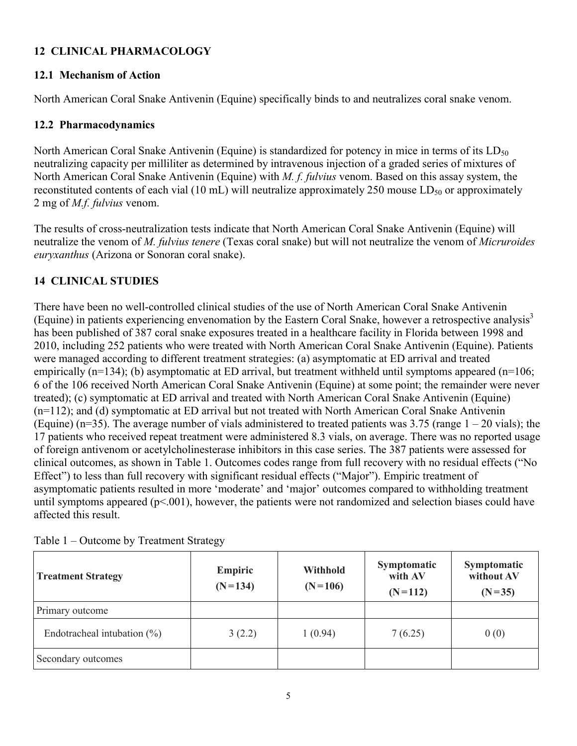## 12 CLINICAL PHARMACOLOGY

### 12.1 Mechanism of Action

North American Coral Snake Antivenin (Equine) specifically binds to and neutralizes coral snake venom.

### 12.2 Pharmacodynamics

North American Coral Snake Antivenin (Equine) is standardized for potency in mice in terms of its $LD_{50}$ neutralizing capacity per milliliter as determined by intravenous injection of a graded series of mixtures of North American Coral Snake Antivenin (Equine) with *M. f. fulvius* venom. Based on this assay system, the reconstituted contents of each vial (10 mL) will neutralize approximately 250 mouse $LD_{50}$ or approximately 2 mg of *M.f. fulvius* venom.

The results of cross-neutralization tests indicate that North American Coral Snake Antivenin (Equine) will neutralize the venom of *M. fulvius tenere* (Texas coral snake) but will not neutralize the venom of *Micruroides euryxanthus* (Arizona or Sonoran coral snake).

## 14 CLINICAL STUDIES

There have been no well-controlled clinical studies of the use of North American Coral Snake Antivenin (Equine) in patients experiencing envenomation by the Eastern Coral Snake, however a retrospective analysis[3] has been published of 387 coral snake exposures treated in a healthcare facility in Florida between 1998 and 2010, including 252 patients who were treated with North American Coral Snake Antivenin (Equine). Patients were managed according to different treatment strategies: (a) asymptomatic at ED arrival and treated empirically (n=134); (b) asymptomatic at ED arrival, but treatment withheld until symptoms appeared (n=106; 6 of the 106 received North American Coral Snake Antivenin (Equine) at some point; the remainder were never treated); (c) symptomatic at ED arrival and treated with North American Coral Snake Antivenin (Equine) (n=112); and (d) symptomatic at ED arrival but not treated with North American Coral Snake Antivenin (Equine) (n=35). The average number of vials administered to treated patients was 3.75 (range 1 – 20 vials); the 17 patients who received repeat treatment were administered 8.3 vials, on average. There was no reported usage of foreign antivenom or acetylcholinesterase inhibitors in this case series. The 387 patients were assessed for clinical outcomes, as shown in Table 1. Outcomes codes range from full recovery with no residual effects ("No Effect") to less than full recovery with significant residual effects ("Major"). Empiric treatment of asymptomatic patients resulted in more 'moderate' and 'major' outcomes compared to withholding treatment until symptoms appeared ($p<.001$), however, the patients were not randomized and selection biases could have affected this result.

Table 1 – Outcome by Treatment Strategy

| Treatment Strategy | Empiric (N=134) | Withhold (N=106) | Symptomatic with AV (N=112) | Symptomatic without AV (N=35) |
|---|---|---|---|---|
| Primary outcome | | | | |
| Endotracheal intubation (%) | 3 (2.2) | 1 (0.94) | 7 (6.25) | 0 (0) |
| Secondary outcomes | | | | |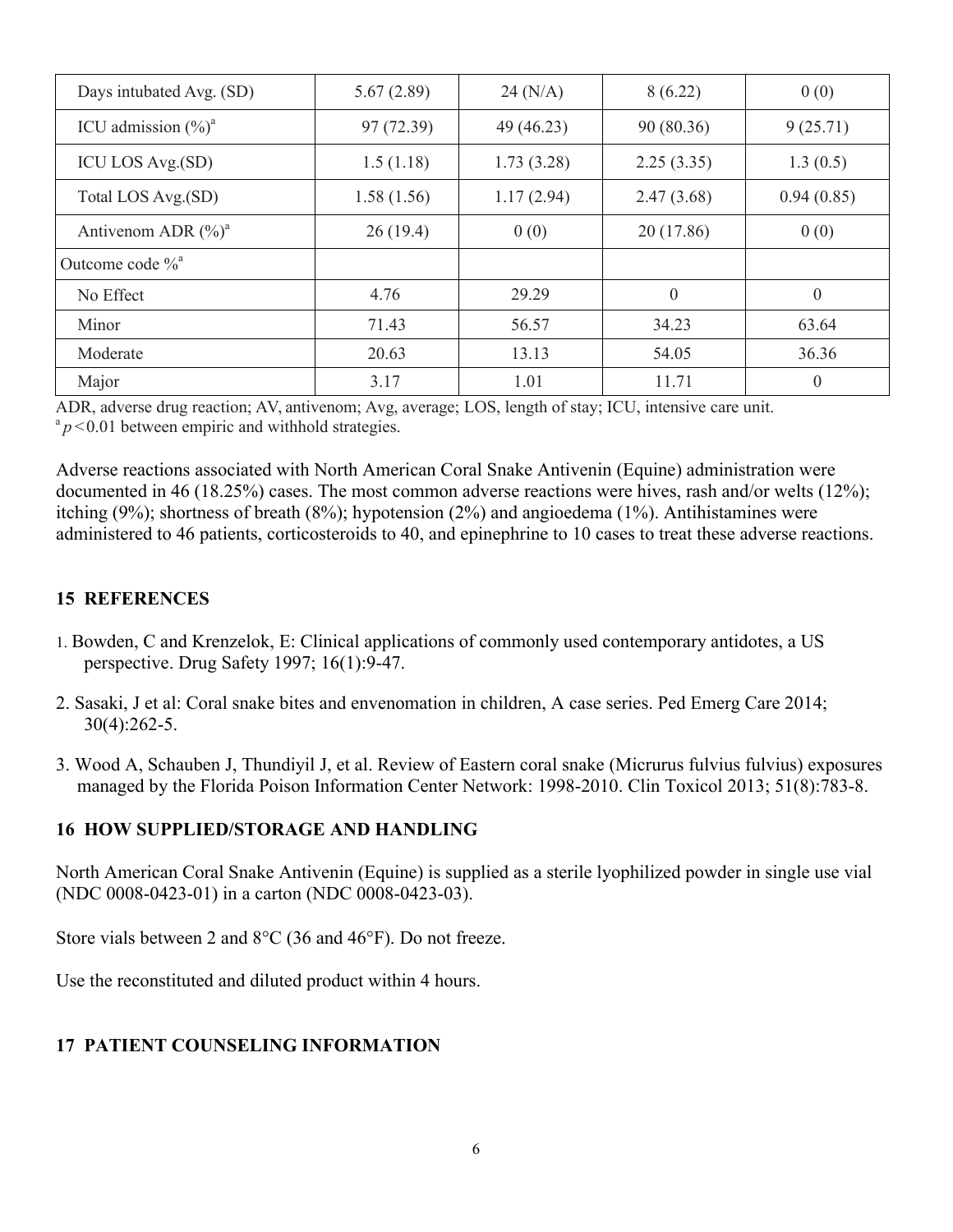| Days intubated Avg. (SD) | 5.67 (2.89) | 24 (N/A) | 8 (6.22) | 0 (0) |
|---|---|---|---|---|
| ICU admission (%)[a] | 97 (72.39) | 49 (46.23) | 90 (80.36) | 9 (25.71) |
| ICU LOS Avg.(SD) | 1.5 (1.18) | 1.73 (3.28) | 2.25 (3.35) | 1.3 (0.5) |
| Total LOS Avg.(SD) | 1.58 (1.56) | 1.17 (2.94) | 2.47 (3.68) | 0.94 (0.85) |
| Antivenom ADR (%)[a] | 26 (19.4) | 0 (0) | 20 (17.86) | 0 (0) |
| Outcome code %[a] | | | | |
| No Effect | 4.76 | 29.29 | 0 | 0 |
| Minor | 71.43 | 56.57 | 34.23 | 63.64 |
| Moderate | 20.63 | 13.13 | 54.05 | 36.36 |
| Major | 3.17 | 1.01 | 11.71 | 0 |

ADR, adverse drug reaction; AV, antivenom; Avg, average; LOS, length of stay; ICU, intensive care unit.
[a] $p < 0.01$ between empiric and withhold strategies.

Adverse reactions associated with North American Coral Snake Antivenin (Equine) administration were documented in 46 (18.25%) cases. The most common adverse reactions were hives, rash and/or welts (12%); itching (9%); shortness of breath (8%); hypotension (2%) and angioedema (1%). Antihistamines were administered to 46 patients, corticosteroids to 40, and epinephrine to 10 cases to treat these adverse reactions.

## 15 REFERENCES

1. Bowden, C and Krenzelok, E: Clinical applications of commonly used contemporary antidotes, a US perspective. Drug Safety 1997; 16(1):9-47.
2. Sasaki, J et al: Coral snake bites and envenomation in children, A case series. Ped Emerg Care 2014; 30(4):262-5.
3. Wood A, Schauben J, Thundiyil J, et al. Review of Eastern coral snake (Micrurus fulvius fulvius) exposures managed by the Florida Poison Information Center Network: 1998-2010. Clin Toxicol 2013; 51(8):783-8.

## 16 HOW SUPPLIED/STORAGE AND HANDLING

North American Coral Snake Antivenin (Equine) is supplied as a sterile lyophilized powder in single use vial (NDC 0008-0423-01) in a carton (NDC 0008-0423-03).

Store vials between 2 and 8°C (36 and 46°F). Do not freeze.

Use the reconstituted and diluted product within 4 hours.

## 17 PATIENT COUNSELING INFORMATION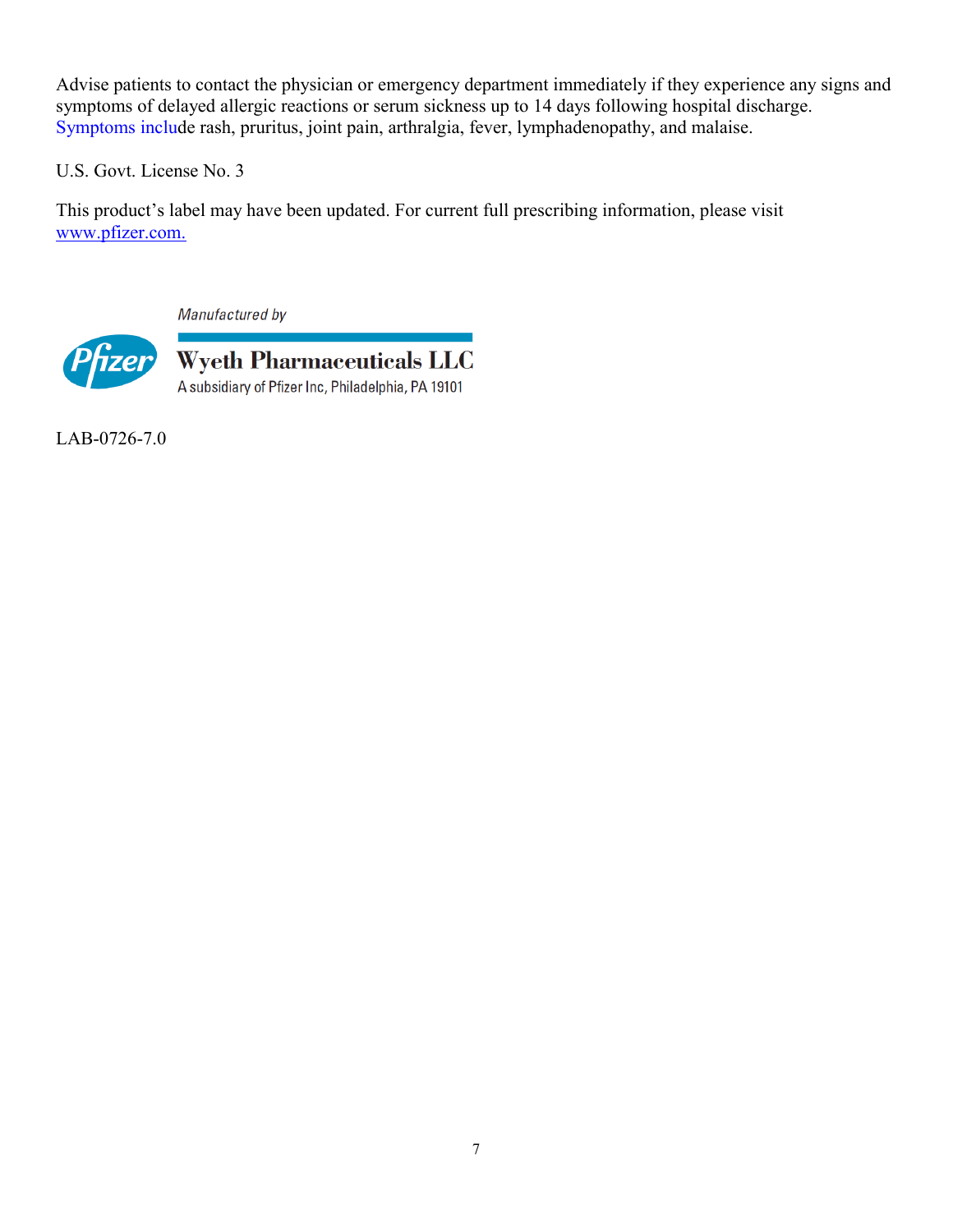Advise patients to contact the physician or emergency department immediately if they experience any signs and symptoms of delayed allergic reactions or serum sickness up to 14 days following hospital discharge. Symptoms include rash, pruritus, joint pain, arthralgia, fever, lymphadenopathy, and malaise.

U.S. Govt. License No. 3

This product's label may have been updated. For current full prescribing information, please visit www.pfizer.com.

*Manufactured by*

**Wyeth Pharmaceuticals LLC**
A subsidiary of Pfizer Inc, Philadelphia, PA 19101

LAB-0726-7.0